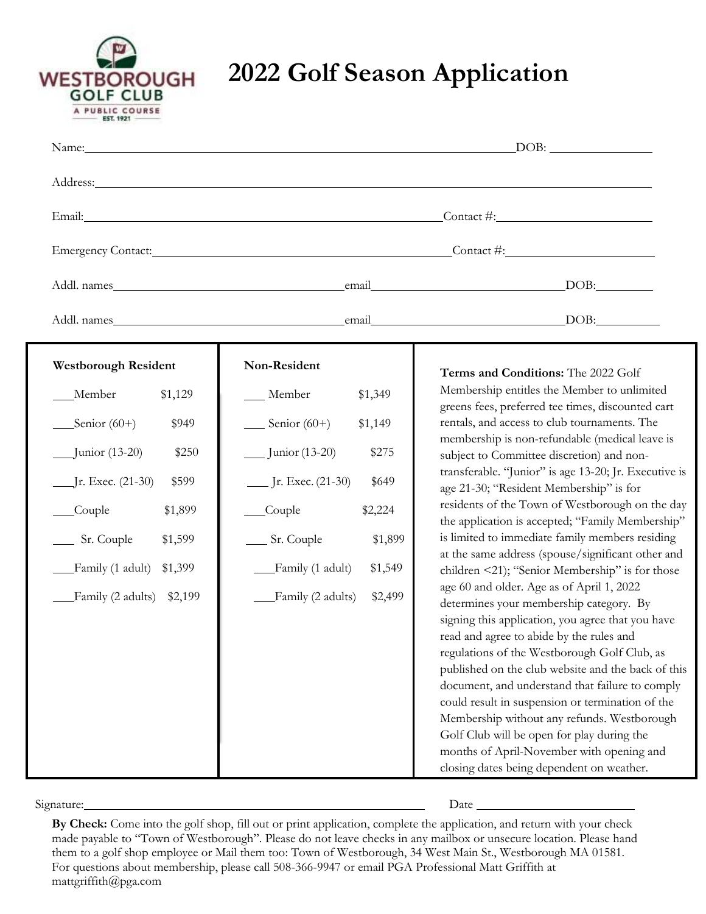WESTBOROUGH GOLF CLUB
A PUBLIC COURSE
EST. 1921

# 2022 Golf Season Application

Name:________________________________________________ DOB: ____________

Address:________________________________________________________________

Email:______________________________________________ Contact #:____________________

Emergency Contact:__________________________________ Contact #:____________________

Addl. names____________________________ email____________________________ DOB:__________

Addl. names____________________________ email____________________________ DOB:__________

| **Westborough Resident** | | **Non-Resident** | |
|---|---|---|---|
| ___Member | $1,129 | ___ Member | $1,349 |
| ___Senior (60+) | $949 | ___ Senior (60+) | $1,149 |
| ___Junior (13-20) | $250 | ___ Junior (13-20) | $275 |
| ___Jr. Exec. (21-30) | $599 | ___ Jr. Exec. (21-30) | $649 |
| ___Couple | $1,899 | ___Couple | $2,224 |
| ___ Sr. Couple | $1,599 | ___ Sr. Couple | $1,899 |
| ___Family (1 adult) | $1,399 | ___Family (1 adult) | $1,549 |
| ___Family (2 adults) | $2,199 | ___Family (2 adults) | $2,499 |

**Terms and Conditions:** The 2022 Golf Membership entitles the Member to unlimited greens fees, preferred tee times, discounted cart rentals, and access to club tournaments. The membership is non-refundable (medical leave is subject to Committee discretion) and non-transferable. "Junior" is age 13-20; Jr. Executive is age 21-30; "Resident Membership" is for residents of the Town of Westborough on the day the application is accepted; "Family Membership" is limited to immediate family members residing at the same address (spouse/significant other and children <21); "Senior Membership" is for those age 60 and older. Age as of April 1, 2022 determines your membership category. By signing this application, you agree that you have read and agree to abide by the rules and regulations of the Westborough Golf Club, as published on the club website and the back of this document, and understand that failure to comply could result in suspension or termination of the Membership without any refunds. Westborough Golf Club will be open for play during the months of April-November with opening and closing dates being dependent on weather.

Signature:________________________________________ Date ____________________

**By Check:** Come into the golf shop, fill out or print application, complete the application, and return with your check made payable to "Town of Westborough". Please do not leave checks in any mailbox or unsecure location. Please hand them to a golf shop employee or Mail them too: Town of Westborough, 34 West Main St., Westborough MA 01581. For questions about membership, please call 508-366-9947 or email PGA Professional Matt Griffith at mattgriffith@pga.com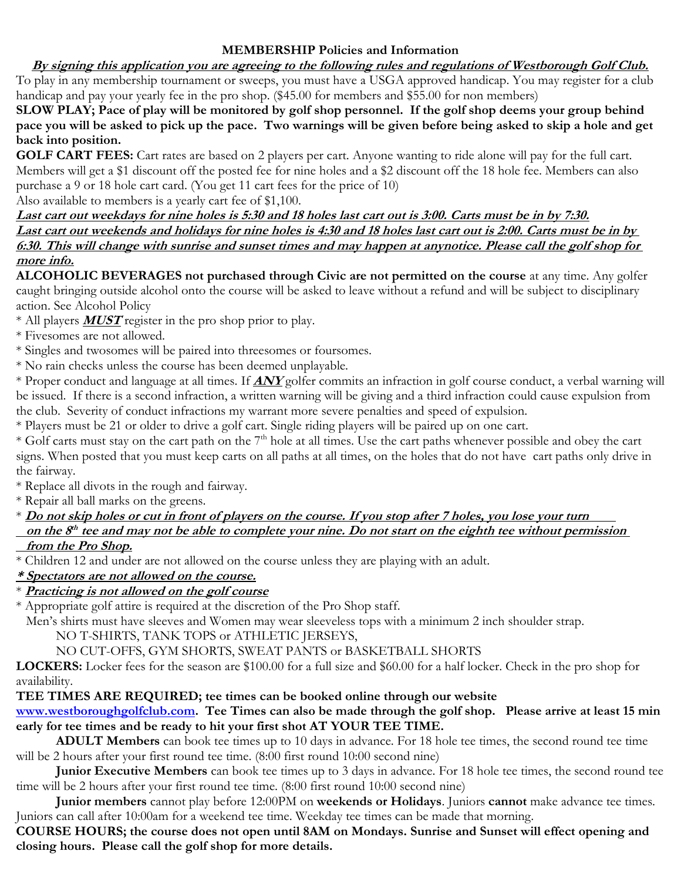## MEMBERSHIP Policies and Information

***By signing this application you are agreeing to the following rules and regulations of Westborough Golf Club.***

To play in any membership tournament or sweeps, you must have a USGA approved handicap. You may register for a club handicap and pay your yearly fee in the pro shop. ($45.00 for members and $55.00 for non members)

**SLOW PLAY; Pace of play will be monitored by golf shop personnel. If the golf shop deems your group behind pace you will be asked to pick up the pace. Two warnings will be given before being asked to skip a hole and get back into position.**

**GOLF CART FEES:** Cart rates are based on 2 players per cart. Anyone wanting to ride alone will pay for the full cart. Members will get a $1 discount off the posted fee for nine holes and a $2 discount off the 18 hole fee. Members can also purchase a 9 or 18 hole cart card. (You get 11 cart fees for the price of 10)

Also available to members is a yearly cart fee of $1,100.

***Last cart out weekdays for nine holes is 5:30 and 18 holes last cart out is 3:00. Carts must be in by 7:30. Last cart out weekends and holidays for nine holes is 4:30 and 18 holes last cart out is 2:00. Carts must be in by 6:30. This will change with sunrise and sunset times and may happen at anynotice. Please call the golf shop for more info.***

**ALCOHOLIC BEVERAGES not purchased through Civic are not permitted on the course** at any time. Any golfer caught bringing outside alcohol onto the course will be asked to leave without a refund and will be subject to disciplinary action. See Alcohol Policy

* All players ***MUST*** register in the pro shop prior to play.
* Fivesomes are not allowed.
* Singles and twosomes will be paired into threesomes or foursomes.
* No rain checks unless the course has been deemed unplayable.
* Proper conduct and language at all times. If ***ANY*** golfer commits an infraction in golf course conduct, a verbal warning will be issued. If there is a second infraction, a written warning will be giving and a third infraction could cause expulsion from the club. Severity of conduct infractions my warrant more severe penalties and speed of expulsion.
* Players must be 21 or older to drive a golf cart. Single riding players will be paired up on one cart.
* Golf carts must stay on the cart path on the 7th hole at all times. Use the cart paths whenever possible and obey the cart signs. When posted that you must keep carts on all paths at all times, on the holes that do not have cart paths only drive in the fairway.
* Replace all divots in the rough and fairway.
* Repair all ball marks on the greens.
* ***Do not skip holes or cut in front of players on the course. If you stop after 7 holes, you lose your turn on the 8th tee and may not be able to complete your nine. Do not start on the eighth tee without permission from the Pro Shop.***
* Children 12 and under are not allowed on the course unless they are playing with an adult.
* ***Spectators are not allowed on the course.***
* ***Practicing is not allowed on the golf course***
* Appropriate golf attire is required at the discretion of the Pro Shop staff.
  Men's shirts must have sleeves and Women may wear sleeveless tops with a minimum 2 inch shoulder strap.
  NO T-SHIRTS, TANK TOPS or ATHLETIC JERSEYS,
  NO CUT-OFFS, GYM SHORTS, SWEAT PANTS or BASKETBALL SHORTS

**LOCKERS:** Locker fees for the season are $100.00 for a full size and $60.00 for a half locker. Check in the pro shop for availability.

**TEE TIMES ARE REQUIRED; tee times can be booked online through our website [www.westboroughgolfclub.com](http://www.westboroughgolfclub.com). Tee Times can also be made through the golf shop. Please arrive at least 15 min early for tee times and be ready to hit your first shot AT YOUR TEE TIME.**

**ADULT Members** can book tee times up to 10 days in advance. For 18 hole tee times, the second round tee time will be 2 hours after your first round tee time. (8:00 first round 10:00 second nine)

**Junior Executive Members** can book tee times up to 3 days in advance. For 18 hole tee times, the second round tee time will be 2 hours after your first round tee time. (8:00 first round 10:00 second nine)

**Junior members** cannot play before 12:00PM on **weekends or Holidays**. Juniors **cannot** make advance tee times. Juniors can call after 10:00am for a weekend tee time. Weekday tee times can be made that morning.

**COURSE HOURS; the course does not open until 8AM on Mondays. Sunrise and Sunset will effect opening and closing hours. Please call the golf shop for more details.**